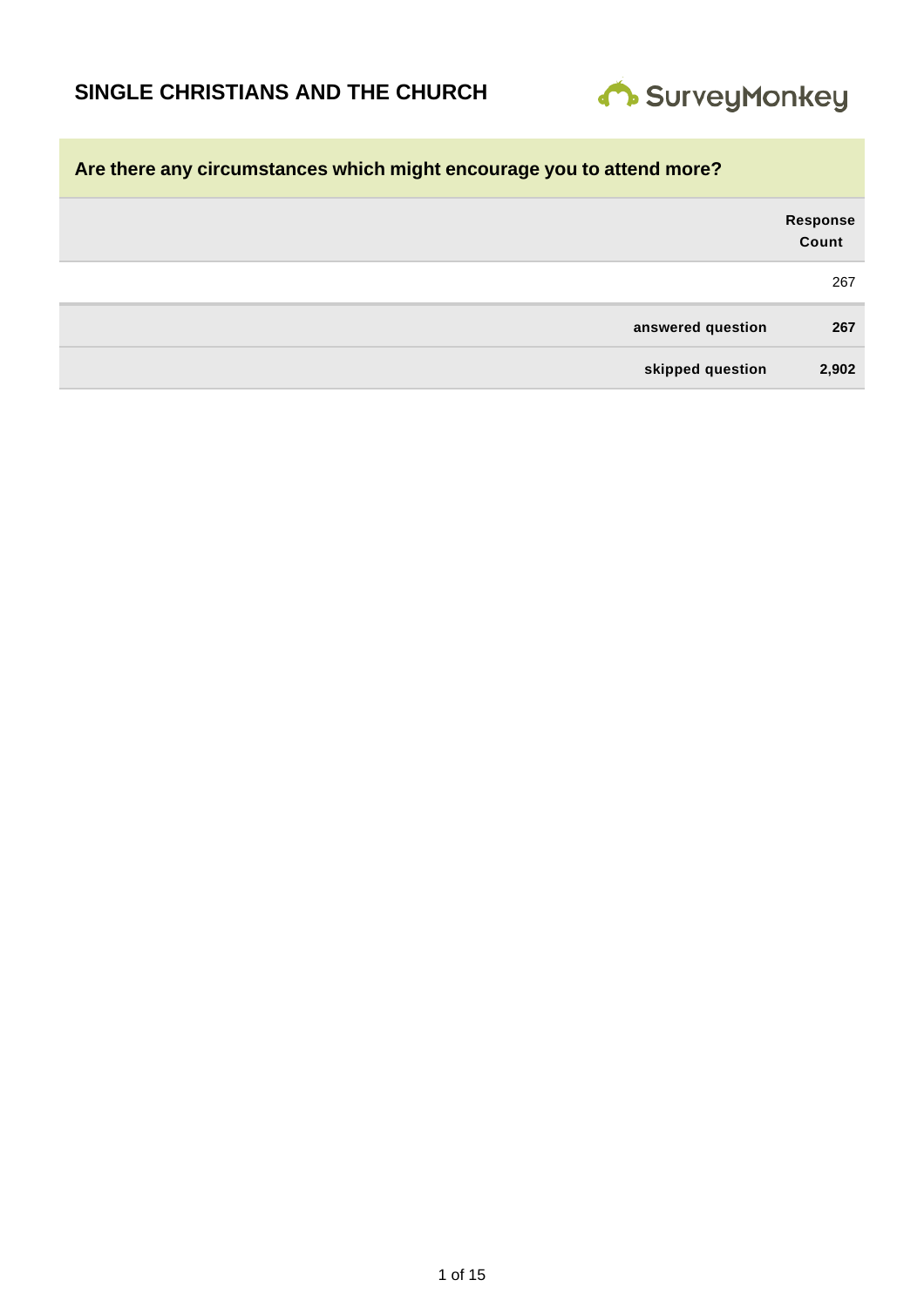# SINGLE CHRISTIANS AND THE CHURCH

SurveyMonkey

## Are there any circumstances which might encourage you to attend more?

| | Response Count |
|---|---|
| | 267 |
| **answered question** | **267** |
| **skipped question** | **2,902** |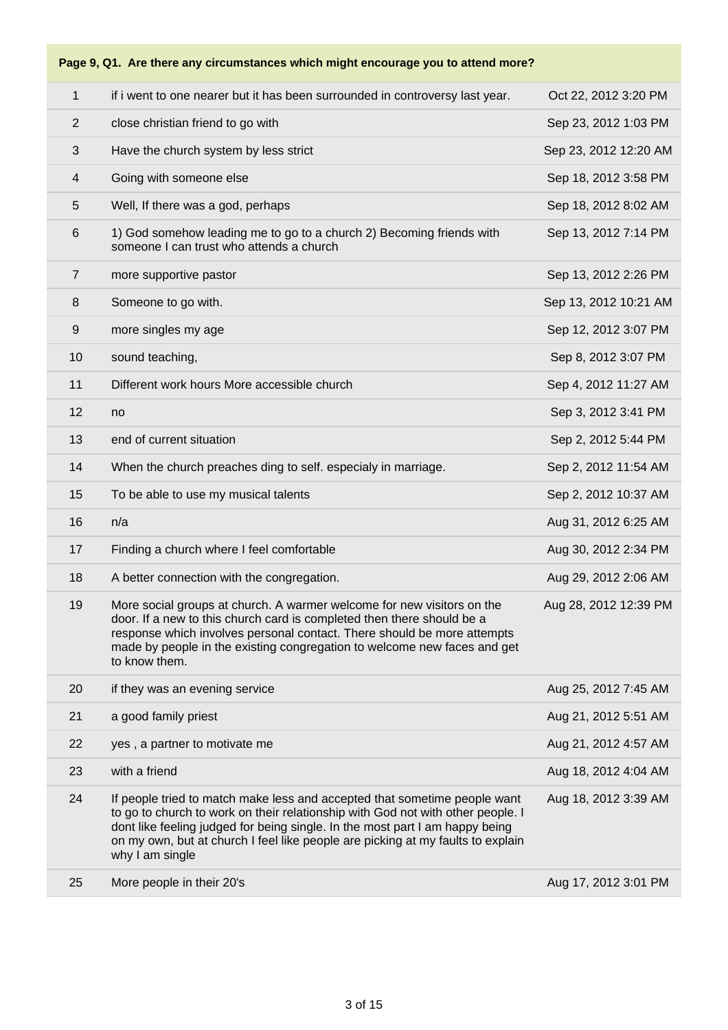| Page 9, Q1. Are there any circumstances which might encourage you to attend more? | | |
|---|---|---|
| 1 | if i went to one nearer but it has been surrounded in controversy last year. | Oct 22, 2012 3:20 PM |
| 2 | close christian friend to go with | Sep 23, 2012 1:03 PM |
| 3 | Have the church system by less strict | Sep 23, 2012 12:20 AM |
| 4 | Going with someone else | Sep 18, 2012 3:58 PM |
| 5 | Well, If there was a god, perhaps | Sep 18, 2012 8:02 AM |
| 6 | 1) God somehow leading me to go to a church 2) Becoming friends with someone I can trust who attends a church | Sep 13, 2012 7:14 PM |
| 7 | more supportive pastor | Sep 13, 2012 2:26 PM |
| 8 | Someone to go with. | Sep 13, 2012 10:21 AM |
| 9 | more singles my age | Sep 12, 2012 3:07 PM |
| 10 | sound teaching, | Sep 8, 2012 3:07 PM |
| 11 | Different work hours More accessible church | Sep 4, 2012 11:27 AM |
| 12 | no | Sep 3, 2012 3:41 PM |
| 13 | end of current situation | Sep 2, 2012 5:44 PM |
| 14 | When the church preaches ding to self. especialy in marriage. | Sep 2, 2012 11:54 AM |
| 15 | To be able to use my musical talents | Sep 2, 2012 10:37 AM |
| 16 | n/a | Aug 31, 2012 6:25 AM |
| 17 | Finding a church where I feel comfortable | Aug 30, 2012 2:34 PM |
| 18 | A better connection with the congregation. | Aug 29, 2012 2:06 AM |
| 19 | More social groups at church. A warmer welcome for new visitors on the door. If a new to this church card is completed then there should be a response which involves personal contact. There should be more attempts made by people in the existing congregation to welcome new faces and get to know them. | Aug 28, 2012 12:39 PM |
| 20 | if they was an evening service | Aug 25, 2012 7:45 AM |
| 21 | a good family priest | Aug 21, 2012 5:51 AM |
| 22 | yes , a partner to motivate me | Aug 21, 2012 4:57 AM |
| 23 | with a friend | Aug 18, 2012 4:04 AM |
| 24 | If people tried to match make less and accepted that sometime people want to go to church to work on their relationship with God not with other people. I dont like feeling judged for being single. In the most part I am happy being on my own, but at church I feel like people are picking at my faults to explain why I am single | Aug 18, 2012 3:39 AM |
| 25 | More people in their 20's | Aug 17, 2012 3:01 PM |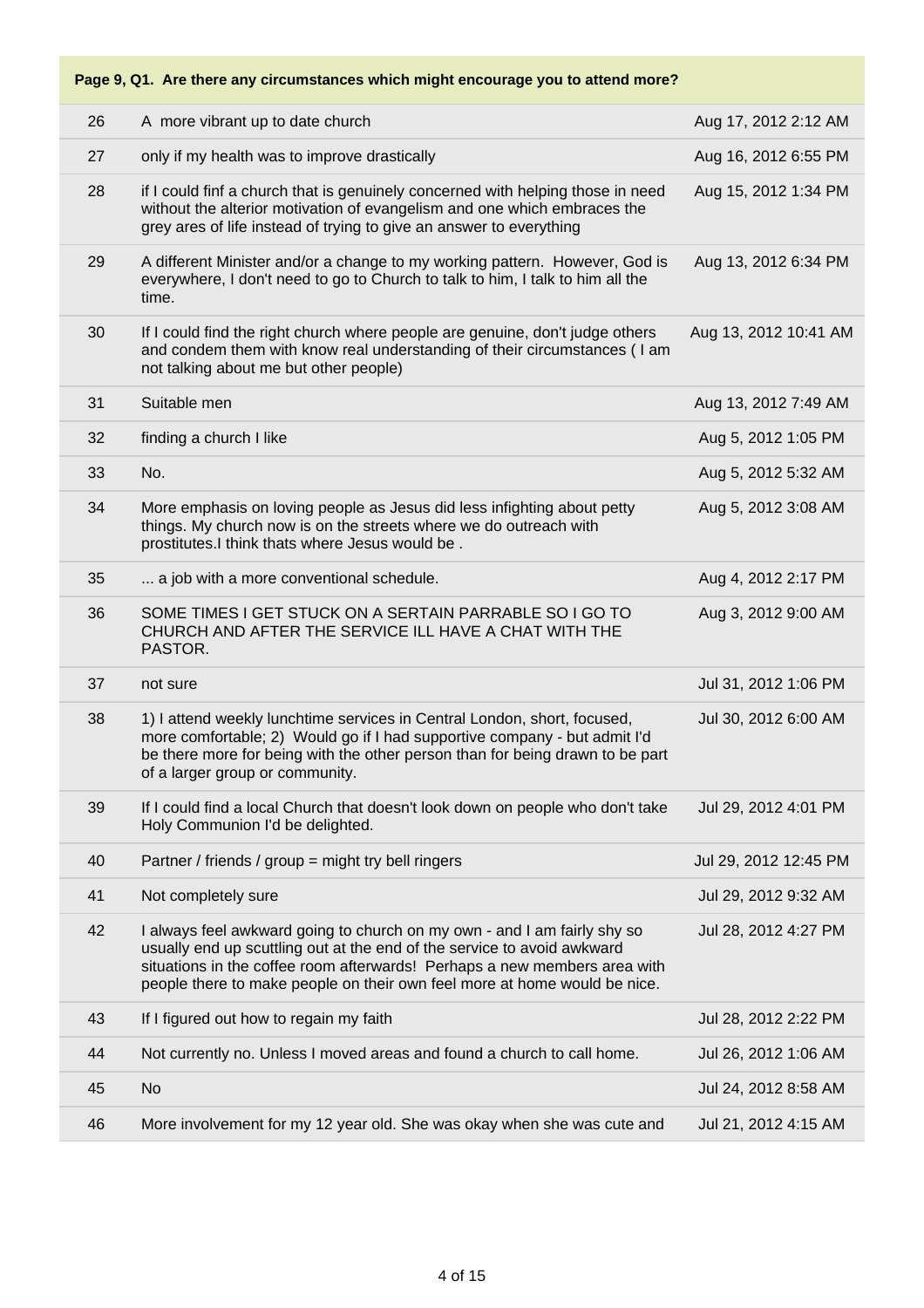**Page 9, Q1. Are there any circumstances which might encourage you to attend more?**

| | | |
|---|---|---|
| 26 | A more vibrant up to date church | Aug 17, 2012 2:12 AM |
| 27 | only if my health was to improve drastically | Aug 16, 2012 6:55 PM |
| 28 | if I could finf a church that is genuinely concerned with helping those in need without the alterior motivation of evangelism and one which embraces the grey ares of life instead of trying to give an answer to everything | Aug 15, 2012 1:34 PM |
| 29 | A different Minister and/or a change to my working pattern. However, God is everywhere, I don't need to go to Church to talk to him, I talk to him all the time. | Aug 13, 2012 6:34 PM |
| 30 | If I could find the right church where people are genuine, don't judge others and condem them with know real understanding of their circumstances ( I am not talking about me but other people) | Aug 13, 2012 10:41 AM |
| 31 | Suitable men | Aug 13, 2012 7:49 AM |
| 32 | finding a church I like | Aug 5, 2012 1:05 PM |
| 33 | No. | Aug 5, 2012 5:32 AM |
| 34 | More emphasis on loving people as Jesus did less infighting about petty things. My church now is on the streets where we do outreach with prostitutes.I think thats where Jesus would be . | Aug 5, 2012 3:08 AM |
| 35 | ... a job with a more conventional schedule. | Aug 4, 2012 2:17 PM |
| 36 | SOME TIMES I GET STUCK ON A SERTAIN PARRABLE SO I GO TO CHURCH AND AFTER THE SERVICE ILL HAVE A CHAT WITH THE PASTOR. | Aug 3, 2012 9:00 AM |
| 37 | not sure | Jul 31, 2012 1:06 PM |
| 38 | 1) I attend weekly lunchtime services in Central London, short, focused, more comfortable; 2) Would go if I had supportive company - but admit I'd be there more for being with the other person than for being drawn to be part of a larger group or community. | Jul 30, 2012 6:00 AM |
| 39 | If I could find a local Church that doesn't look down on people who don't take Holy Communion I'd be delighted. | Jul 29, 2012 4:01 PM |
| 40 | Partner / friends / group = might try bell ringers | Jul 29, 2012 12:45 PM |
| 41 | Not completely sure | Jul 29, 2012 9:32 AM |
| 42 | I always feel awkward going to church on my own - and I am fairly shy so usually end up scuttling out at the end of the service to avoid awkward situations in the coffee room afterwards! Perhaps a new members area with people there to make people on their own feel more at home would be nice. | Jul 28, 2012 4:27 PM |
| 43 | If I figured out how to regain my faith | Jul 28, 2012 2:22 PM |
| 44 | Not currently no. Unless I moved areas and found a church to call home. | Jul 26, 2012 1:06 AM |
| 45 | No | Jul 24, 2012 8:58 AM |
| 46 | More involvement for my 12 year old. She was okay when she was cute and | Jul 21, 2012 4:15 AM |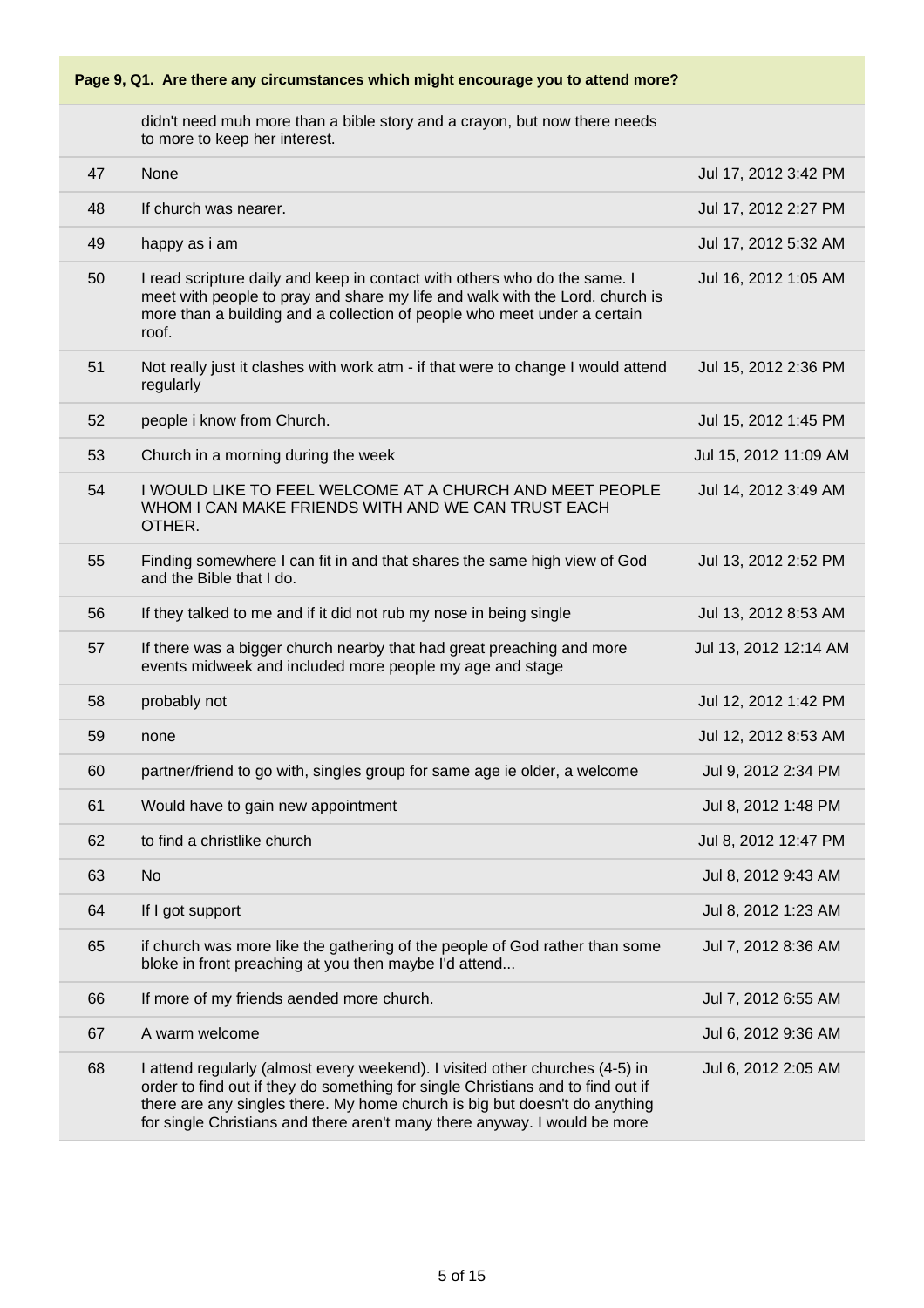**Page 9, Q1. Are there any circumstances which might encourage you to attend more?**

| | | |
|---|---|---|
| | didn't need muh more than a bible story and a crayon, but now there needs to more to keep her interest. | |
| 47 | None | Jul 17, 2012 3:42 PM |
| 48 | If church was nearer. | Jul 17, 2012 2:27 PM |
| 49 | happy as i am | Jul 17, 2012 5:32 AM |
| 50 | I read scripture daily and keep in contact with others who do the same. I meet with people to pray and share my life and walk with the Lord. church is more than a building and a collection of people who meet under a certain roof. | Jul 16, 2012 1:05 AM |
| 51 | Not really just it clashes with work atm - if that were to change I would attend regularly | Jul 15, 2012 2:36 PM |
| 52 | people i know from Church. | Jul 15, 2012 1:45 PM |
| 53 | Church in a morning during the week | Jul 15, 2012 11:09 AM |
| 54 | I WOULD LIKE TO FEEL WELCOME AT A CHURCH AND MEET PEOPLE WHOM I CAN MAKE FRIENDS WITH AND WE CAN TRUST EACH OTHER. | Jul 14, 2012 3:49 AM |
| 55 | Finding somewhere I can fit in and that shares the same high view of God and the Bible that I do. | Jul 13, 2012 2:52 PM |
| 56 | If they talked to me and if it did not rub my nose in being single | Jul 13, 2012 8:53 AM |
| 57 | If there was a bigger church nearby that had great preaching and more events midweek and included more people my age and stage | Jul 13, 2012 12:14 AM |
| 58 | probably not | Jul 12, 2012 1:42 PM |
| 59 | none | Jul 12, 2012 8:53 AM |
| 60 | partner/friend to go with, singles group for same age ie older, a welcome | Jul 9, 2012 2:34 PM |
| 61 | Would have to gain new appointment | Jul 8, 2012 1:48 PM |
| 62 | to find a christlike church | Jul 8, 2012 12:47 PM |
| 63 | No | Jul 8, 2012 9:43 AM |
| 64 | If I got support | Jul 8, 2012 1:23 AM |
| 65 | if church was more like the gathering of the people of God rather than some bloke in front preaching at you then maybe I'd attend... | Jul 7, 2012 8:36 AM |
| 66 | If more of my friends aended more church. | Jul 7, 2012 6:55 AM |
| 67 | A warm welcome | Jul 6, 2012 9:36 AM |
| 68 | I attend regularly (almost every weekend). I visited other churches (4-5) in order to find out if they do something for single Christians and to find out if there are any singles there. My home church is big but doesn't do anything for single Christians and there aren't many there anyway. I would be more | Jul 6, 2012 2:05 AM |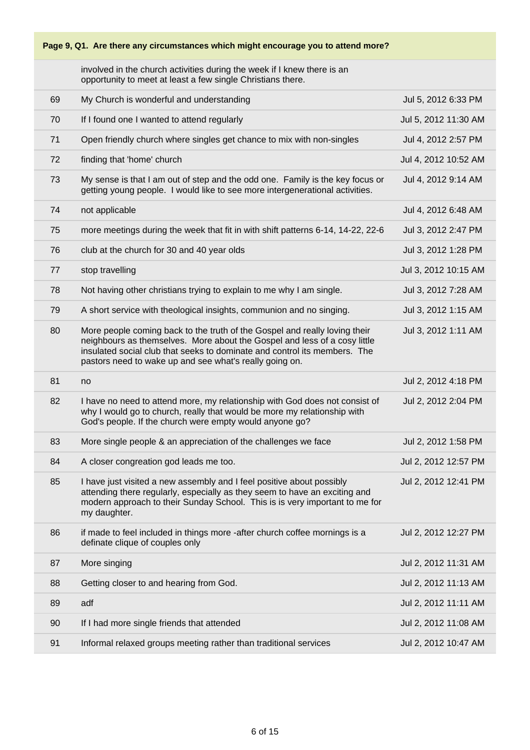**Page 9, Q1. Are there any circumstances which might encourage you to attend more?**

| | | |
|---|---|---|
| | involved in the church activities during the week if I knew there is an opportunity to meet at least a few single Christians there. | |
| 69 | My Church is wonderful and understanding | Jul 5, 2012 6:33 PM |
| 70 | If I found one I wanted to attend regularly | Jul 5, 2012 11:30 AM |
| 71 | Open friendly church where singles get chance to mix with non-singles | Jul 4, 2012 2:57 PM |
| 72 | finding that 'home' church | Jul 4, 2012 10:52 AM |
| 73 | My sense is that I am out of step and the odd one. Family is the key focus or getting young people. I would like to see more intergenerational activities. | Jul 4, 2012 9:14 AM |
| 74 | not applicable | Jul 4, 2012 6:48 AM |
| 75 | more meetings during the week that fit in with shift patterns 6-14, 14-22, 22-6 | Jul 3, 2012 2:47 PM |
| 76 | club at the church for 30 and 40 year olds | Jul 3, 2012 1:28 PM |
| 77 | stop travelling | Jul 3, 2012 10:15 AM |
| 78 | Not having other christians trying to explain to me why I am single. | Jul 3, 2012 7:28 AM |
| 79 | A short service with theological insights, communion and no singing. | Jul 3, 2012 1:15 AM |
| 80 | More people coming back to the truth of the Gospel and really loving their neighbours as themselves. More about the Gospel and less of a cosy little insulated social club that seeks to dominate and control its members. The pastors need to wake up and see what's really going on. | Jul 3, 2012 1:11 AM |
| 81 | no | Jul 2, 2012 4:18 PM |
| 82 | I have no need to attend more, my relationship with God does not consist of why I would go to church, really that would be more my relationship with God's people. If the church were empty would anyone go? | Jul 2, 2012 2:04 PM |
| 83 | More single people & an appreciation of the challenges we face | Jul 2, 2012 1:58 PM |
| 84 | A closer congreation god leads me too. | Jul 2, 2012 12:57 PM |
| 85 | I have just visited a new assembly and I feel positive about possibly attending there regularly, especially as they seem to have an exciting and modern approach to their Sunday School. This is very important to me for my daughter. | Jul 2, 2012 12:41 PM |
| 86 | if made to feel included in things more -after church coffee mornings is a definate clique of couples only | Jul 2, 2012 12:27 PM |
| 87 | More singing | Jul 2, 2012 11:31 AM |
| 88 | Getting closer to and hearing from God. | Jul 2, 2012 11:13 AM |
| 89 | adf | Jul 2, 2012 11:11 AM |
| 90 | If I had more single friends that attended | Jul 2, 2012 11:08 AM |
| 91 | Informal relaxed groups meeting rather than traditional services | Jul 2, 2012 10:47 AM |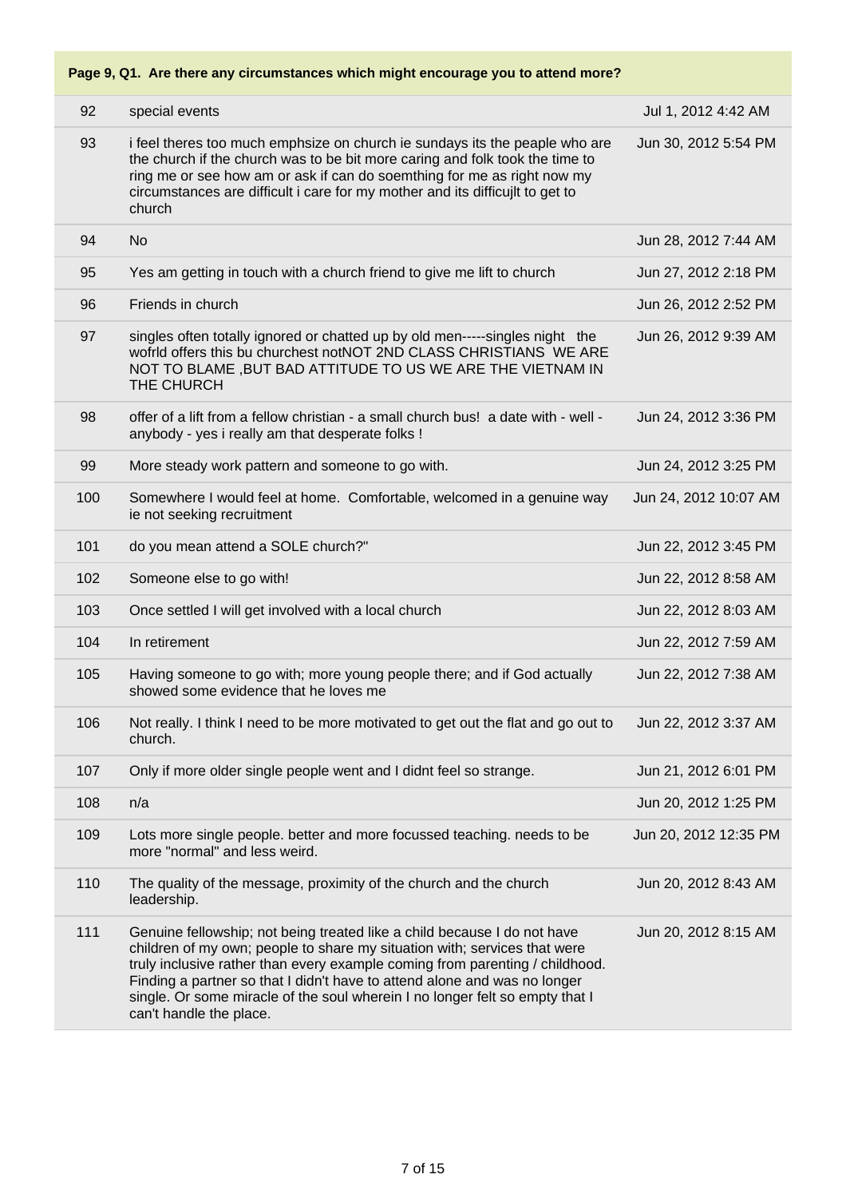**Page 9, Q1. Are there any circumstances which might encourage you to attend more?**

| | | |
|---|---|---|
| 92 | special events | Jul 1, 2012 4:42 AM |
| 93 | i feel theres too much emphsize on church ie sundays its the peaple who are the church if the church was to be bit more caring and folk took the time to ring me or see how am or ask if can do soemthing for me as right now my circumstances are difficult i care for my mother and its difficujlt to get to church | Jun 30, 2012 5:54 PM |
| 94 | No | Jun 28, 2012 7:44 AM |
| 95 | Yes am getting in touch with a church friend to give me lift to church | Jun 27, 2012 2:18 PM |
| 96 | Friends in church | Jun 26, 2012 2:52 PM |
| 97 | singles often totally ignored or chatted up by old men-----singles night the wofrld offers this bu churchest notNOT 2ND CLASS CHRISTIANS WE ARE NOT TO BLAME ,BUT BAD ATTITUDE TO US WE ARE THE VIETNAM IN THE CHURCH | Jun 26, 2012 9:39 AM |
| 98 | offer of a lift from a fellow christian - a small church bus! a date with - well - anybody - yes i really am that desperate folks ! | Jun 24, 2012 3:36 PM |
| 99 | More steady work pattern and someone to go with. | Jun 24, 2012 3:25 PM |
| 100 | Somewhere I would feel at home. Comfortable, welcomed in a genuine way ie not seeking recruitment | Jun 24, 2012 10:07 AM |
| 101 | do you mean attend a SOLE church?" | Jun 22, 2012 3:45 PM |
| 102 | Someone else to go with! | Jun 22, 2012 8:58 AM |
| 103 | Once settled I will get involved with a local church | Jun 22, 2012 8:03 AM |
| 104 | In retirement | Jun 22, 2012 7:59 AM |
| 105 | Having someone to go with; more young people there; and if God actually showed some evidence that he loves me | Jun 22, 2012 7:38 AM |
| 106 | Not really. I think I need to be more motivated to get out the flat and go out to church. | Jun 22, 2012 3:37 AM |
| 107 | Only if more older single people went and I didnt feel so strange. | Jun 21, 2012 6:01 PM |
| 108 | n/a | Jun 20, 2012 1:25 PM |
| 109 | Lots more single people. better and more focussed teaching. needs to be more "normal" and less weird. | Jun 20, 2012 12:35 PM |
| 110 | The quality of the message, proximity of the church and the church leadership. | Jun 20, 2012 8:43 AM |
| 111 | Genuine fellowship; not being treated like a child because I do not have children of my own; people to share my situation with; services that were truly inclusive rather than every example coming from parenting / childhood. Finding a partner so that I didn't have to attend alone and was no longer single. Or some miracle of the soul wherein I no longer felt so empty that I can't handle the place. | Jun 20, 2012 8:15 AM |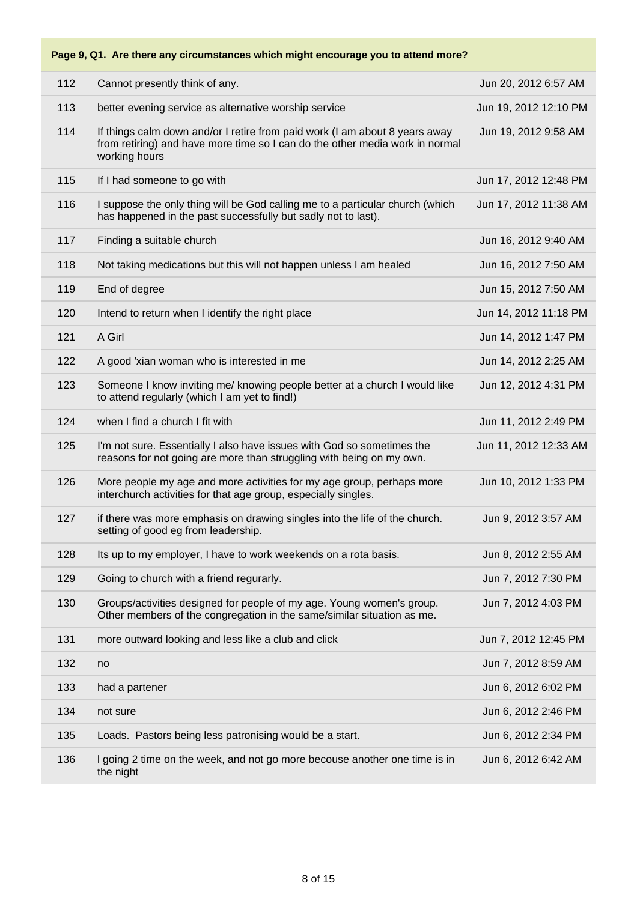**Page 9, Q1. Are there any circumstances which might encourage you to attend more?**

| | | |
|---|---|---|
| 112 | Cannot presently think of any. | Jun 20, 2012 6:57 AM |
| 113 | better evening service as alternative worship service | Jun 19, 2012 12:10 PM |
| 114 | If things calm down and/or I retire from paid work (I am about 8 years away from retiring) and have more time so I can do the other media work in normal working hours | Jun 19, 2012 9:58 AM |
| 115 | If I had someone to go with | Jun 17, 2012 12:48 PM |
| 116 | I suppose the only thing will be God calling me to a particular church (which has happened in the past successfully but sadly not to last). | Jun 17, 2012 11:38 AM |
| 117 | Finding a suitable church | Jun 16, 2012 9:40 AM |
| 118 | Not taking medications but this will not happen unless I am healed | Jun 16, 2012 7:50 AM |
| 119 | End of degree | Jun 15, 2012 7:50 AM |
| 120 | Intend to return when I identify the right place | Jun 14, 2012 11:18 PM |
| 121 | A Girl | Jun 14, 2012 1:47 PM |
| 122 | A good 'xian woman who is interested in me | Jun 14, 2012 2:25 AM |
| 123 | Someone I know inviting me/ knowing people better at a church I would like to attend regularly (which I am yet to find!) | Jun 12, 2012 4:31 PM |
| 124 | when I find a church I fit with | Jun 11, 2012 2:49 PM |
| 125 | I'm not sure. Essentially I also have issues with God so sometimes the reasons for not going are more than struggling with being on my own. | Jun 11, 2012 12:33 AM |
| 126 | More people my age and more activities for my age group, perhaps more interchurch activities for that age group, especially singles. | Jun 10, 2012 1:33 PM |
| 127 | if there was more emphasis on drawing singles into the life of the church. setting of good eg from leadership. | Jun 9, 2012 3:57 AM |
| 128 | Its up to my employer, I have to work weekends on a rota basis. | Jun 8, 2012 2:55 AM |
| 129 | Going to church with a friend regurarly. | Jun 7, 2012 7:30 PM |
| 130 | Groups/activities designed for people of my age. Young women's group. Other members of the congregation in the same/similar situation as me. | Jun 7, 2012 4:03 PM |
| 131 | more outward looking and less like a club and click | Jun 7, 2012 12:45 PM |
| 132 | no | Jun 7, 2012 8:59 AM |
| 133 | had a partener | Jun 6, 2012 6:02 PM |
| 134 | not sure | Jun 6, 2012 2:46 PM |
| 135 | Loads. Pastors being less patronising would be a start. | Jun 6, 2012 2:34 PM |
| 136 | I going 2 time on the week, and not go more becouse another one time is in the night | Jun 6, 2012 6:42 AM |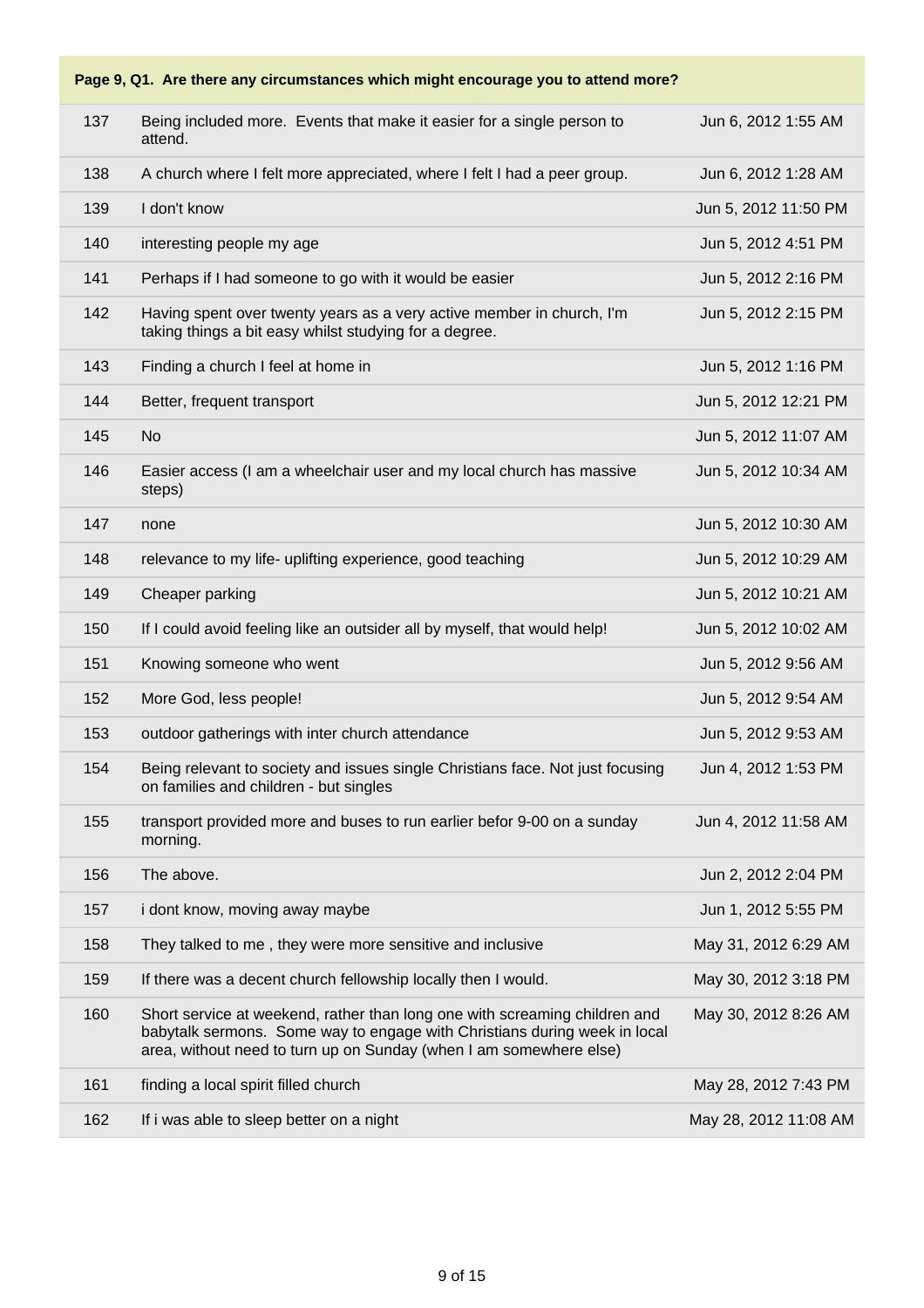**Page 9, Q1. Are there any circumstances which might encourage you to attend more?**

| | | |
|---|---|---|
| 137 | Being included more. Events that make it easier for a single person to attend. | Jun 6, 2012 1:55 AM |
| 138 | A church where I felt more appreciated, where I felt I had a peer group. | Jun 6, 2012 1:28 AM |
| 139 | I don't know | Jun 5, 2012 11:50 PM |
| 140 | interesting people my age | Jun 5, 2012 4:51 PM |
| 141 | Perhaps if I had someone to go with it would be easier | Jun 5, 2012 2:16 PM |
| 142 | Having spent over twenty years as a very active member in church, I'm taking things a bit easy whilst studying for a degree. | Jun 5, 2012 2:15 PM |
| 143 | Finding a church I feel at home in | Jun 5, 2012 1:16 PM |
| 144 | Better, frequent transport | Jun 5, 2012 12:21 PM |
| 145 | No | Jun 5, 2012 11:07 AM |
| 146 | Easier access (I am a wheelchair user and my local church has massive steps) | Jun 5, 2012 10:34 AM |
| 147 | none | Jun 5, 2012 10:30 AM |
| 148 | relevance to my life- uplifting experience, good teaching | Jun 5, 2012 10:29 AM |
| 149 | Cheaper parking | Jun 5, 2012 10:21 AM |
| 150 | If I could avoid feeling like an outsider all by myself, that would help! | Jun 5, 2012 10:02 AM |
| 151 | Knowing someone who went | Jun 5, 2012 9:56 AM |
| 152 | More God, less people! | Jun 5, 2012 9:54 AM |
| 153 | outdoor gatherings with inter church attendance | Jun 5, 2012 9:53 AM |
| 154 | Being relevant to society and issues single Christians face. Not just focusing on families and children - but singles | Jun 4, 2012 1:53 PM |
| 155 | transport provided more and buses to run earlier befor 9-00 on a sunday morning. | Jun 4, 2012 11:58 AM |
| 156 | The above. | Jun 2, 2012 2:04 PM |
| 157 | i dont know, moving away maybe | Jun 1, 2012 5:55 PM |
| 158 | They talked to me , they were more sensitive and inclusive | May 31, 2012 6:29 AM |
| 159 | If there was a decent church fellowship locally then I would. | May 30, 2012 3:18 PM |
| 160 | Short service at weekend, rather than long one with screaming children and babytalk sermons. Some way to engage with Christians during week in local area, without need to turn up on Sunday (when I am somewhere else) | May 30, 2012 8:26 AM |
| 161 | finding a local spirit filled church | May 28, 2012 7:43 PM |
| 162 | If i was able to sleep better on a night | May 28, 2012 11:08 AM |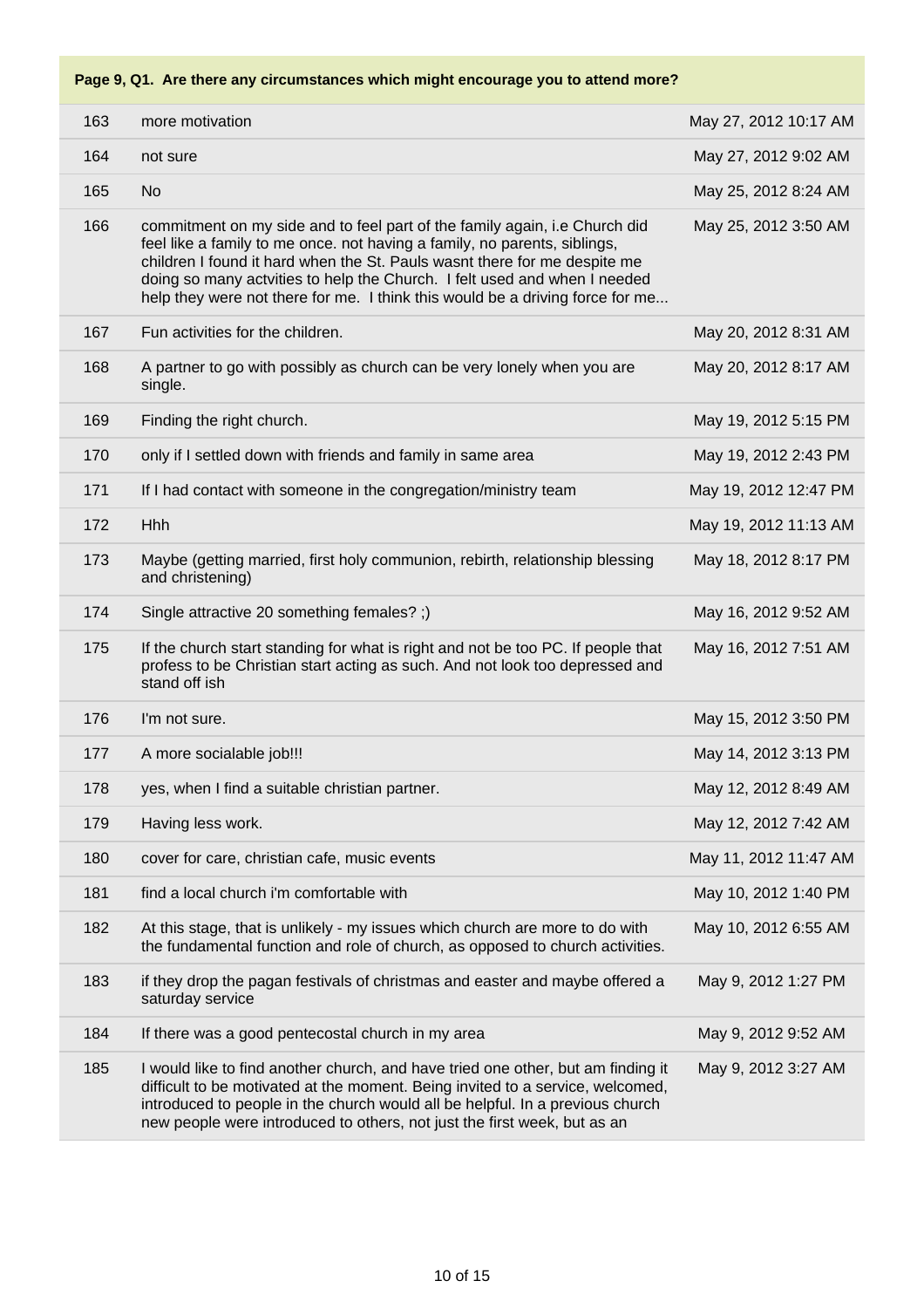**Page 9, Q1. Are there any circumstances which might encourage you to attend more?**

| | | |
|---|---|---|
| 163 | more motivation | May 27, 2012 10:17 AM |
| 164 | not sure | May 27, 2012 9:02 AM |
| 165 | No | May 25, 2012 8:24 AM |
| 166 | commitment on my side and to feel part of the family again, i.e Church did feel like a family to me once. not having a family, no parents, siblings, children I found it hard when the St. Pauls wasnt there for me despite me doing so many actvities to help the Church. I felt used and when I needed help they were not there for me. I think this would be a driving force for me... | May 25, 2012 3:50 AM |
| 167 | Fun activities for the children. | May 20, 2012 8:31 AM |
| 168 | A partner to go with possibly as church can be very lonely when you are single. | May 20, 2012 8:17 AM |
| 169 | Finding the right church. | May 19, 2012 5:15 PM |
| 170 | only if I settled down with friends and family in same area | May 19, 2012 2:43 PM |
| 171 | If I had contact with someone in the congregation/ministry team | May 19, 2012 12:47 PM |
| 172 | Hhh | May 19, 2012 11:13 AM |
| 173 | Maybe (getting married, first holy communion, rebirth, relationship blessing and christening) | May 18, 2012 8:17 PM |
| 174 | Single attractive 20 something females? ;) | May 16, 2012 9:52 AM |
| 175 | If the church start standing for what is right and not be too PC. If people that profess to be Christian start acting as such. And not look too depressed and stand off ish | May 16, 2012 7:51 AM |
| 176 | I'm not sure. | May 15, 2012 3:50 PM |
| 177 | A more socialable job!!! | May 14, 2012 3:13 PM |
| 178 | yes, when I find a suitable christian partner. | May 12, 2012 8:49 AM |
| 179 | Having less work. | May 12, 2012 7:42 AM |
| 180 | cover for care, christian cafe, music events | May 11, 2012 11:47 AM |
| 181 | find a local church i'm comfortable with | May 10, 2012 1:40 PM |
| 182 | At this stage, that is unlikely - my issues which church are more to do with the fundamental function and role of church, as opposed to church activities. | May 10, 2012 6:55 AM |
| 183 | if they drop the pagan festivals of christmas and easter and maybe offered a saturday service | May 9, 2012 1:27 PM |
| 184 | If there was a good pentecostal church in my area | May 9, 2012 9:52 AM |
| 185 | I would like to find another church, and have tried one other, but am finding it difficult to be motivated at the moment. Being invited to a service, welcomed, introduced to people in the church would all be helpful. In a previous church new people were introduced to others, not just the first week, but as an | May 9, 2012 3:27 AM |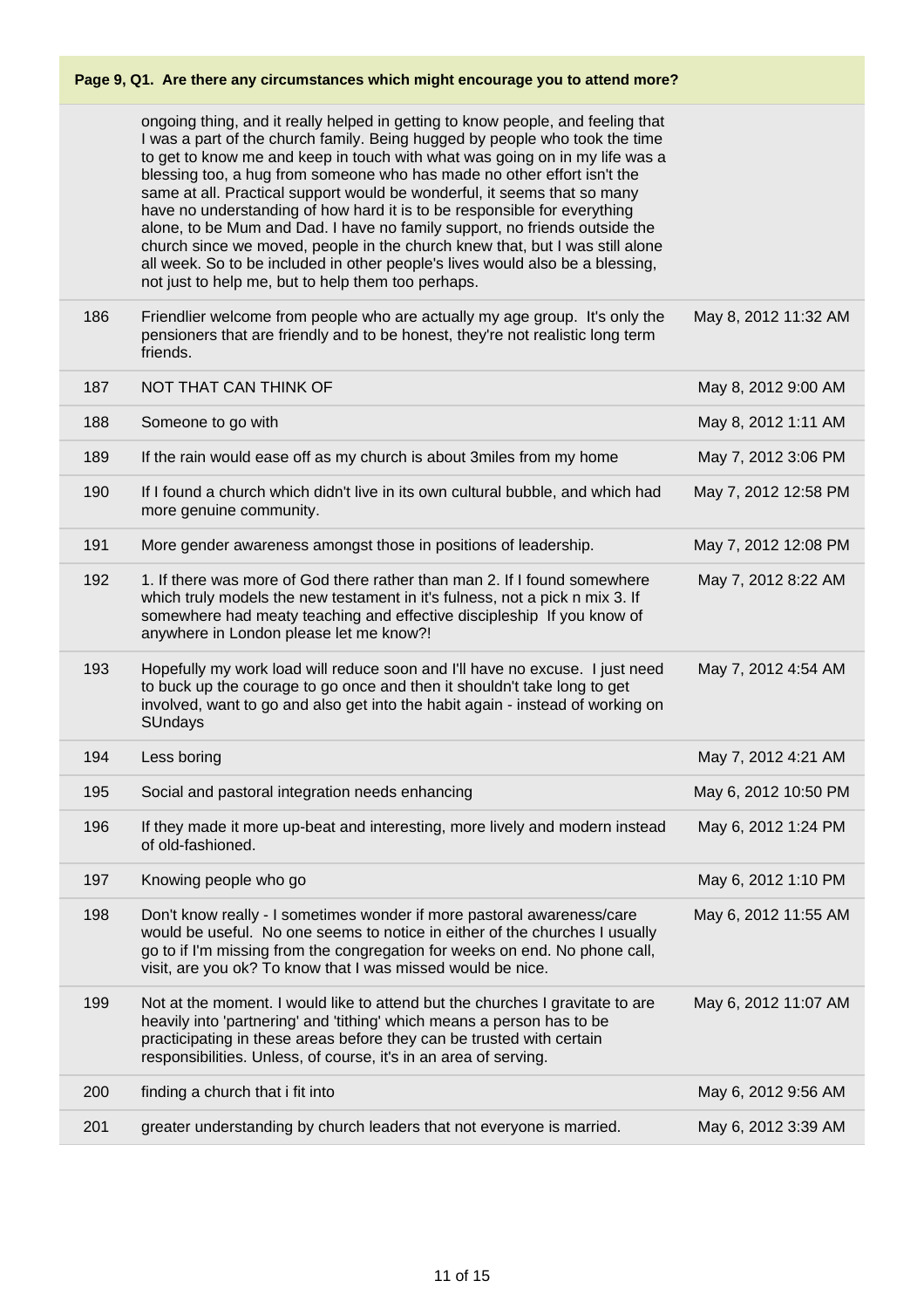**Page 9, Q1. Are there any circumstances which might encourage you to attend more?**

| | | |
|---|---|---|
| | ongoing thing, and it really helped in getting to know people, and feeling that I was a part of the church family. Being hugged by people who took the time to get to know me and keep in touch with what was going on in my life was a blessing too, a hug from someone who has made no other effort isn't the same at all. Practical support would be wonderful, it seems that so many have no understanding of how hard it is to be responsible for everything alone, to be Mum and Dad. I have no family support, no friends outside the church since we moved, people in the church knew that, but I was still alone all week. So to be included in other people's lives would also be a blessing, not just to help me, but to help them too perhaps. | |
| 186 | Friendlier welcome from people who are actually my age group. It's only the pensioners that are friendly and to be honest, they're not realistic long term friends. | May 8, 2012 11:32 AM |
| 187 | NOT THAT CAN THINK OF | May 8, 2012 9:00 AM |
| 188 | Someone to go with | May 8, 2012 1:11 AM |
| 189 | If the rain would ease off as my church is about 3miles from my home | May 7, 2012 3:06 PM |
| 190 | If I found a church which didn't live in its own cultural bubble, and which had more genuine community. | May 7, 2012 12:58 PM |
| 191 | More gender awareness amongst those in positions of leadership. | May 7, 2012 12:08 PM |
| 192 | 1. If there was more of God there rather than man 2. If I found somewhere which truly models the new testament in it's fulness, not a pick n mix 3. If somewhere had meaty teaching and effective discipleship If you know of anywhere in London please let me know?! | May 7, 2012 8:22 AM |
| 193 | Hopefully my work load will reduce soon and I'll have no excuse. I just need to buck up the courage to go once and then it shouldn't take long to get involved, want to go and also get into the habit again - instead of working on SUndays | May 7, 2012 4:54 AM |
| 194 | Less boring | May 7, 2012 4:21 AM |
| 195 | Social and pastoral integration needs enhancing | May 6, 2012 10:50 PM |
| 196 | If they made it more up-beat and interesting, more lively and modern instead of old-fashioned. | May 6, 2012 1:24 PM |
| 197 | Knowing people who go | May 6, 2012 1:10 PM |
| 198 | Don't know really - I sometimes wonder if more pastoral awareness/care would be useful. No one seems to notice in either of the churches I usually go to if I'm missing from the congregation for weeks on end. No phone call, visit, are you ok? To know that I was missed would be nice. | May 6, 2012 11:55 AM |
| 199 | Not at the moment. I would like to attend but the churches I gravitate to are heavily into 'partnering' and 'tithing' which means a person has to be practicipating in these areas before they can be trusted with certain responsibilities. Unless, of course, it's in an area of serving. | May 6, 2012 11:07 AM |
| 200 | finding a church that i fit into | May 6, 2012 9:56 AM |
| 201 | greater understanding by church leaders that not everyone is married. | May 6, 2012 3:39 AM |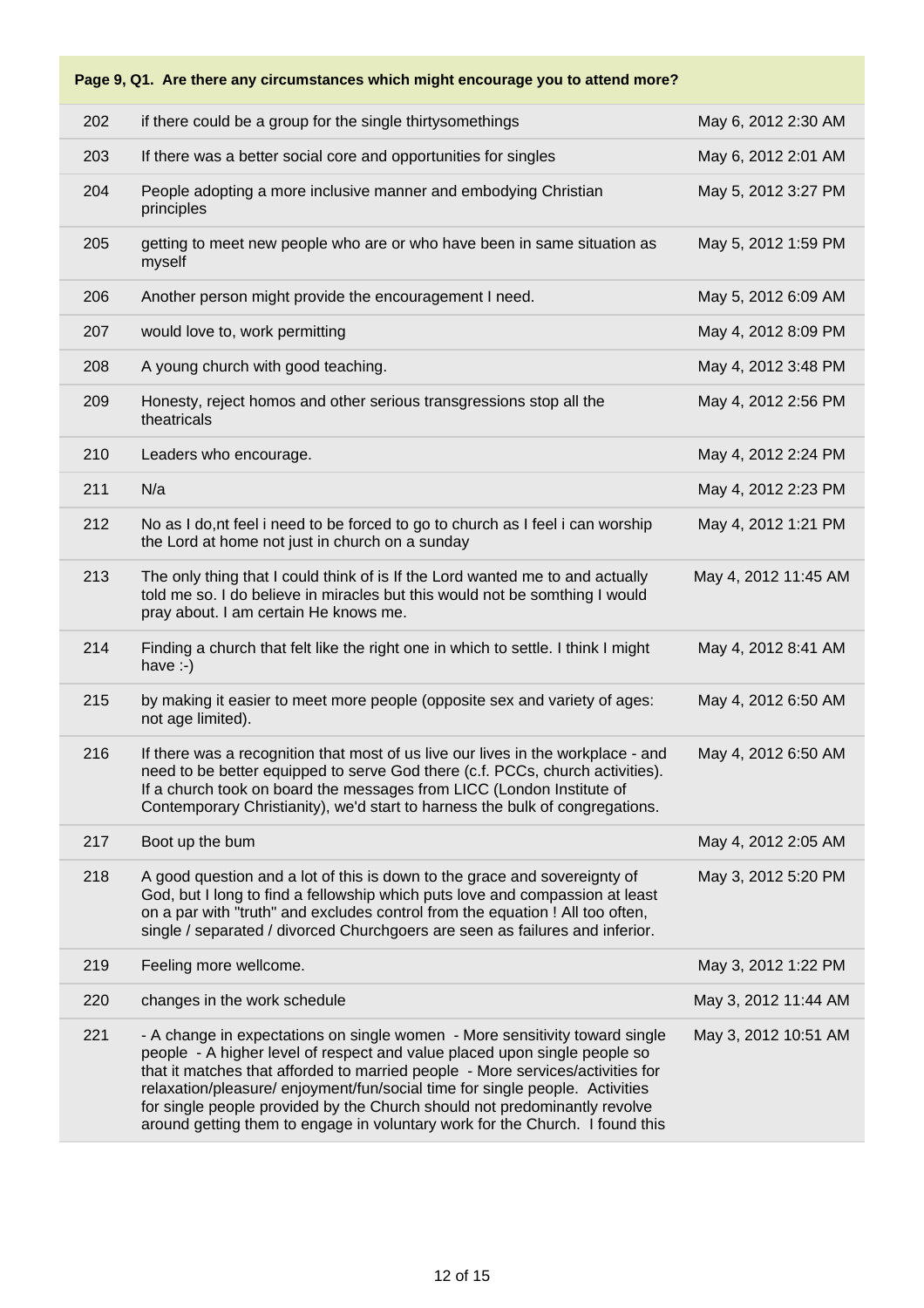**Page 9, Q1. Are there any circumstances which might encourage you to attend more?**

| | | |
|---|---|---|
| 202 | if there could be a group for the single thirtysomethings | May 6, 2012 2:30 AM |
| 203 | If there was a better social core and opportunities for singles | May 6, 2012 2:01 AM |
| 204 | People adopting a more inclusive manner and embodying Christian principles | May 5, 2012 3:27 PM |
| 205 | getting to meet new people who are or who have been in same situation as myself | May 5, 2012 1:59 PM |
| 206 | Another person might provide the encouragement I need. | May 5, 2012 6:09 AM |
| 207 | would love to, work permitting | May 4, 2012 8:09 PM |
| 208 | A young church with good teaching. | May 4, 2012 3:48 PM |
| 209 | Honesty, reject homos and other serious transgressions stop all the theatricals | May 4, 2012 2:56 PM |
| 210 | Leaders who encourage. | May 4, 2012 2:24 PM |
| 211 | N/a | May 4, 2012 2:23 PM |
| 212 | No as I do,nt feel i need to be forced to go to church as I feel i can worship the Lord at home not just in church on a sunday | May 4, 2012 1:21 PM |
| 213 | The only thing that I could think of is If the Lord wanted me to and actually told me so. I do believe in miracles but this would not be somthing I would pray about. I am certain He knows me. | May 4, 2012 11:45 AM |
| 214 | Finding a church that felt like the right one in which to settle. I think I might have :-) | May 4, 2012 8:41 AM |
| 215 | by making it easier to meet more people (opposite sex and variety of ages: not age limited). | May 4, 2012 6:50 AM |
| 216 | If there was a recognition that most of us live our lives in the workplace - and need to be better equipped to serve God there (c.f. PCCs, church activities). If a church took on board the messages from LICC (London Institute of Contemporary Christianity), we'd start to harness the bulk of congregations. | May 4, 2012 6:50 AM |
| 217 | Boot up the bum | May 4, 2012 2:05 AM |
| 218 | A good question and a lot of this is down to the grace and sovereignty of God, but I long to find a fellowship which puts love and compassion at least on a par with "truth" and excludes control from the equation ! All too often, single / separated / divorced Churchgoers are seen as failures and inferior. | May 3, 2012 5:20 PM |
| 219 | Feeling more wellcome. | May 3, 2012 1:22 PM |
| 220 | changes in the work schedule | May 3, 2012 11:44 AM |
| 221 | - A change in expectations on single women - More sensitivity toward single people - A higher level of respect and value placed upon single people so that it matches that afforded to married people - More services/activities for relaxation/pleasure/ enjoyment/fun/social time for single people. Activities for single people provided by the Church should not predominantly revolve around getting them to engage in voluntary work for the Church. I found this | May 3, 2012 10:51 AM |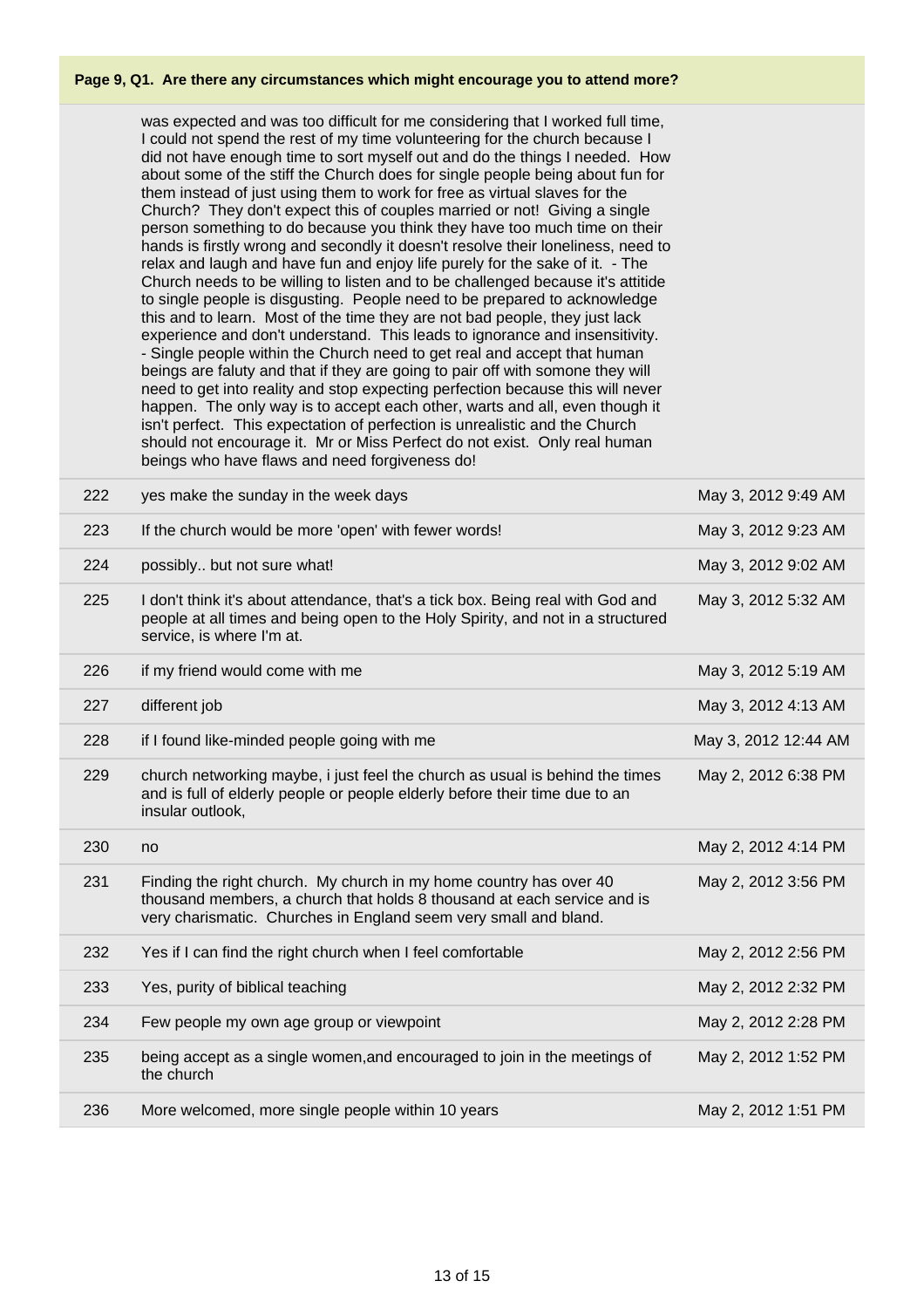**Page 9, Q1. Are there any circumstances which might encourage you to attend more?**

| | | |
|---|---|---|
| | was expected and was too difficult for me considering that I worked full time, I could not spend the rest of my time volunteering for the church because I did not have enough time to sort myself out and do the things I needed. How about some of the stiff the Church does for single people being about fun for them instead of just using them to work for free as virtual slaves for the Church? They don't expect this of couples married or not! Giving a single person something to do because you think they have too much time on their hands is firstly wrong and secondly it doesn't resolve their loneliness, need to relax and laugh and have fun and enjoy life purely for the sake of it. - The Church needs to be willing to listen and to be challenged because it's attitide to single people is disgusting. People need to be prepared to acknowledge this and to learn. Most of the time they are not bad people, they just lack experience and don't understand. This leads to ignorance and insensitivity. - Single people within the Church need to get real and accept that human beings are faluty and that if they are going to pair off with somone they will need to get into reality and stop expecting perfection because this will never happen. The only way is to accept each other, warts and all, even though it isn't perfect. This expectation of perfection is unrealistic and the Church should not encourage it. Mr or Miss Perfect do not exist. Only real human beings who have flaws and need forgiveness do! | |
| 222 | yes make the sunday in the week days | May 3, 2012 9:49 AM |
| 223 | If the church would be more 'open' with fewer words! | May 3, 2012 9:23 AM |
| 224 | possibly.. but not sure what! | May 3, 2012 9:02 AM |
| 225 | I don't think it's about attendance, that's a tick box. Being real with God and people at all times and being open to the Holy Spirity, and not in a structured service, is where I'm at. | May 3, 2012 5:32 AM |
| 226 | if my friend would come with me | May 3, 2012 5:19 AM |
| 227 | different job | May 3, 2012 4:13 AM |
| 228 | if I found like-minded people going with me | May 3, 2012 12:44 AM |
| 229 | church networking maybe, i just feel the church as usual is behind the times and is full of elderly people or people elderly before their time due to an insular outlook, | May 2, 2012 6:38 PM |
| 230 | no | May 2, 2012 4:14 PM |
| 231 | Finding the right church. My church in my home country has over 40 thousand members, a church that holds 8 thousand at each service and is very charismatic. Churches in England seem very small and bland. | May 2, 2012 3:56 PM |
| 232 | Yes if I can find the right church when I feel comfortable | May 2, 2012 2:56 PM |
| 233 | Yes, purity of biblical teaching | May 2, 2012 2:32 PM |
| 234 | Few people my own age group or viewpoint | May 2, 2012 2:28 PM |
| 235 | being accept as a single women,and encouraged to join in the meetings of the church | May 2, 2012 1:52 PM |
| 236 | More welcomed, more single people within 10 years | May 2, 2012 1:51 PM |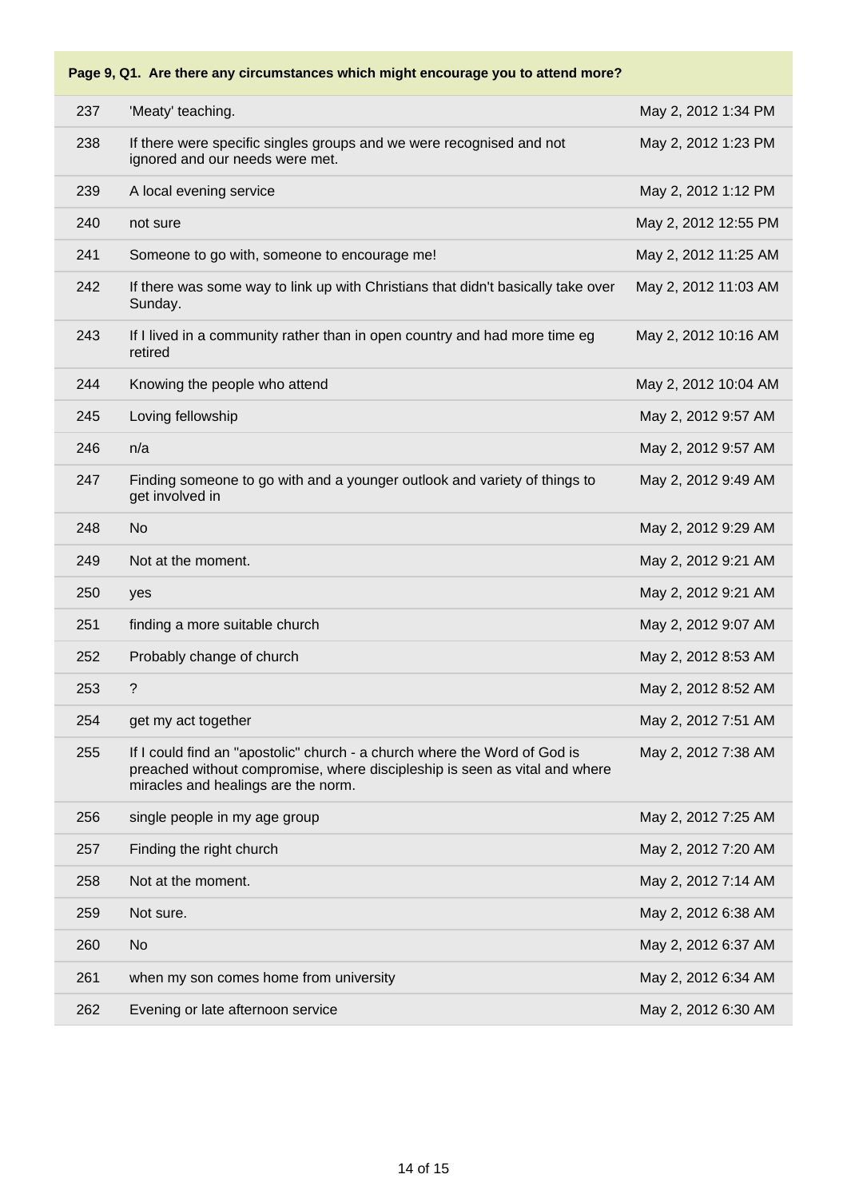**Page 9, Q1. Are there any circumstances which might encourage you to attend more?**

| | | |
|---|---|---|
| 237 | 'Meaty' teaching. | May 2, 2012 1:34 PM |
| 238 | If there were specific singles groups and we were recognised and not ignored and our needs were met. | May 2, 2012 1:23 PM |
| 239 | A local evening service | May 2, 2012 1:12 PM |
| 240 | not sure | May 2, 2012 12:55 PM |
| 241 | Someone to go with, someone to encourage me! | May 2, 2012 11:25 AM |
| 242 | If there was some way to link up with Christians that didn't basically take over Sunday. | May 2, 2012 11:03 AM |
| 243 | If I lived in a community rather than in open country and had more time eg retired | May 2, 2012 10:16 AM |
| 244 | Knowing the people who attend | May 2, 2012 10:04 AM |
| 245 | Loving fellowship | May 2, 2012 9:57 AM |
| 246 | n/a | May 2, 2012 9:57 AM |
| 247 | Finding someone to go with and a younger outlook and variety of things to get involved in | May 2, 2012 9:49 AM |
| 248 | No | May 2, 2012 9:29 AM |
| 249 | Not at the moment. | May 2, 2012 9:21 AM |
| 250 | yes | May 2, 2012 9:21 AM |
| 251 | finding a more suitable church | May 2, 2012 9:07 AM |
| 252 | Probably change of church | May 2, 2012 8:53 AM |
| 253 | ? | May 2, 2012 8:52 AM |
| 254 | get my act together | May 2, 2012 7:51 AM |
| 255 | If I could find an "apostolic" church - a church where the Word of God is preached without compromise, where discipleship is seen as vital and where miracles and healings are the norm. | May 2, 2012 7:38 AM |
| 256 | single people in my age group | May 2, 2012 7:25 AM |
| 257 | Finding the right church | May 2, 2012 7:20 AM |
| 258 | Not at the moment. | May 2, 2012 7:14 AM |
| 259 | Not sure. | May 2, 2012 6:38 AM |
| 260 | No | May 2, 2012 6:37 AM |
| 261 | when my son comes home from university | May 2, 2012 6:34 AM |
| 262 | Evening or late afternoon service | May 2, 2012 6:30 AM |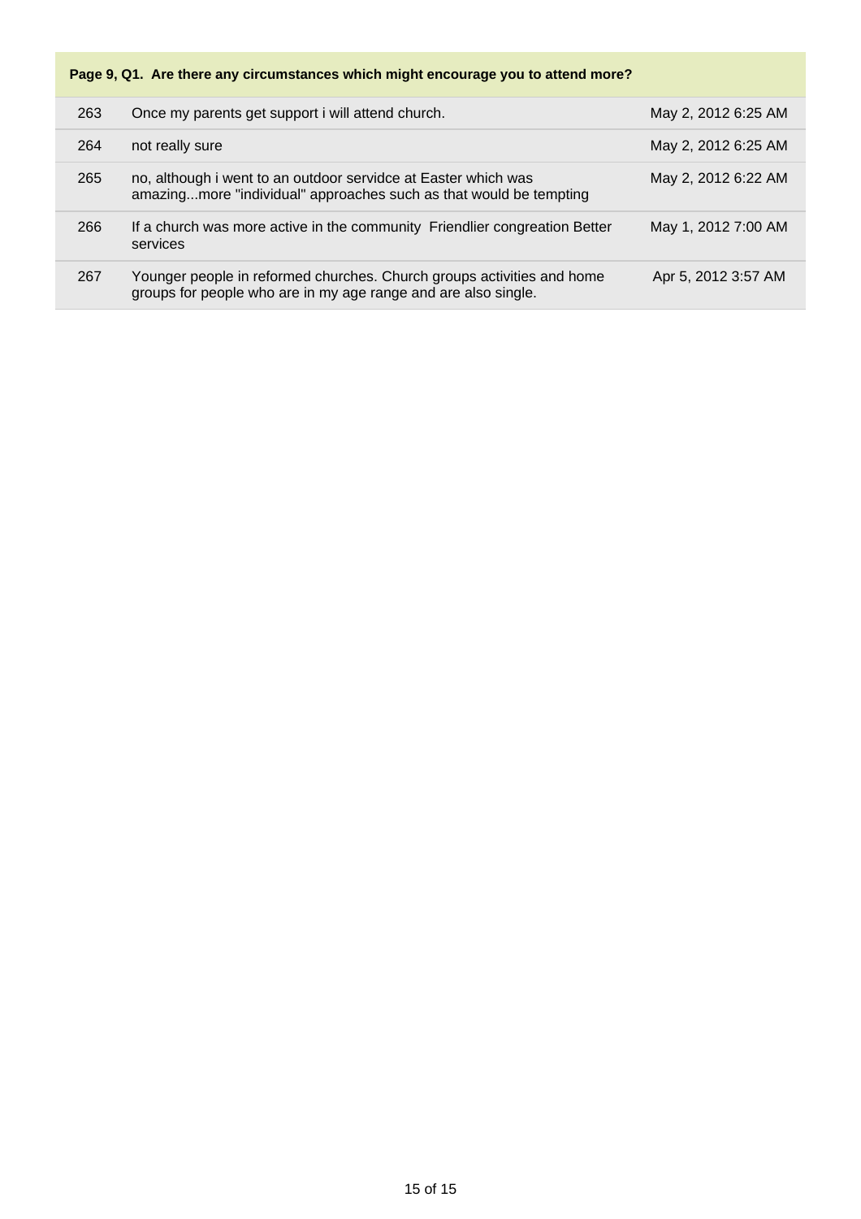**Page 9, Q1. Are there any circumstances which might encourage you to attend more?**

| | | |
|---|---|---|
| 263 | Once my parents get support i will attend church. | May 2, 2012 6:25 AM |
| 264 | not really sure | May 2, 2012 6:25 AM |
| 265 | no, although i went to an outdoor servidce at Easter which was amazing...more "individual" approaches such as that would be tempting | May 2, 2012 6:22 AM |
| 266 | If a church was more active in the community Friendlier congreation Better services | May 1, 2012 7:00 AM |
| 267 | Younger people in reformed churches. Church groups activities and home groups for people who are in my age range and are also single. | Apr 5, 2012 3:57 AM |